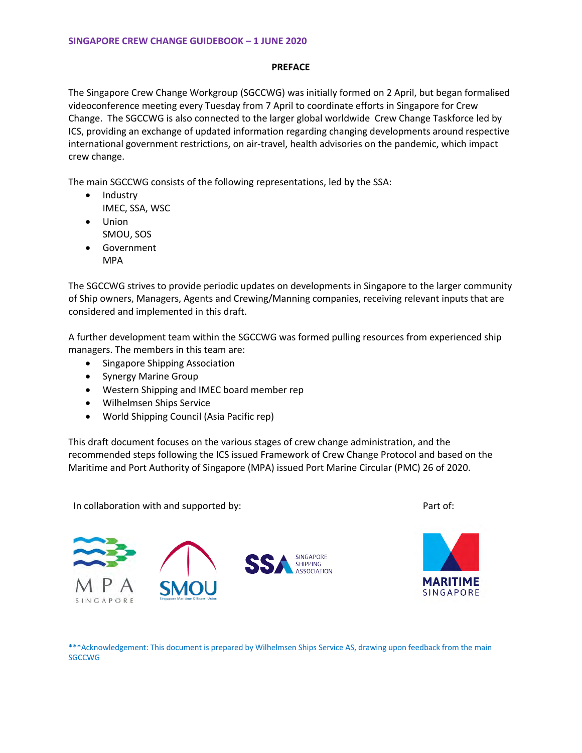SINGAPORE CREW CHANGE GUIDEBOOK – 1 JUNE 2020

## PREFACE

The Singapore Crew Change Workgroup (SGCCWG) was initially formed on 2 April, but began formalised videoconference meeting every Tuesday from 7 April to coordinate efforts in Singapore for Crew Change. The SGCCWG is also connected to the larger global worldwide Crew Change Taskforce led by ICS, providing an exchange of updated information regarding changing developments around respective international government restrictions, on air-travel, health advisories on the pandemic, which impact crew change.

The main SGCCWG consists of the following representations, led by the SSA:

- Industry
  IMEC, SSA, WSC
- Union
  SMOU, SOS
- Government
  MPA

The SGCCWG strives to provide periodic updates on developments in Singapore to the larger community of Ship owners, Managers, Agents and Crewing/Manning companies, receiving relevant inputs that are considered and implemented in this draft.

A further development team within the SGCCWG was formed pulling resources from experienced ship managers. The members in this team are:

- Singapore Shipping Association
- Synergy Marine Group
- Western Shipping and IMEC board member rep
- Wilhelmsen Ships Service
- World Shipping Council (Asia Pacific rep)

This draft document focuses on the various stages of crew change administration, and the recommended steps following the ICS issued Framework of Crew Change Protocol and based on the Maritime and Port Authority of Singapore (MPA) issued Port Marine Circular (PMC) 26 of 2020.

In collaboration with and supported by:

Part of:

***Acknowledgement: This document is prepared by Wilhelmsen Ships Service AS, drawing upon feedback from the main SGCCWG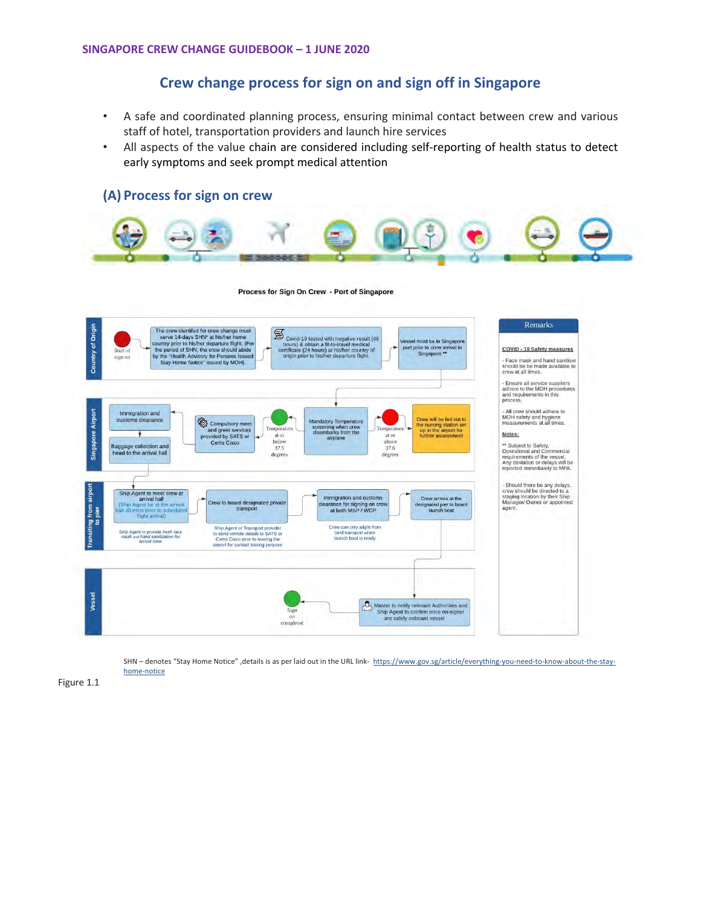## Crew change process for sign on and sign off in Singapore

- A safe and coordinated planning process, ensuring minimal contact between crew and various staff of hotel, transportation providers and launch hire services
- All aspects of the value chain are considered including self-reporting of health status to detect early symptoms and seek prompt medical attention

### (A) Process for sign on crew

**Process for Sign On Crew - Port of Singapore**

**Country of Origin**

- Start of sign on
- The crew identified for crew change must serve 14-days SHN* at his/her home country prior to his/her departure flight. (For the period of SHN, the crew should abide by the "Health Advisory for Persons Issued Stay-Home Notice" issued by MOH).
- Covid-19 tested with negative result (48 hours) & obtain a fit-to-travel medical certificate (24 hours) at his/her country of origin prior to his/her departure flight.
- Vessel must be in Singapore port prior to crew arrival in Singapore **

**Singapore Airport**

- Mandatory Temperature screening when crew disembarks from the airplane
- Temperature at or above 37.6 degrees: Crew will be led out to the nursing station set up in the airport for further assessment
- Temperature at or below 37.5 degrees: Compulsory meet and greet services provided by SATS or Certis Cisco
- Immigration and customs clearance
- Baggage collection and head to the arrival hall

**Transiting from airport to pier**

- Ship Agent to meet crew at arrival hall (Ship Agent be at the arrival hall 30 mins prior to scheduled flight arrival)
  - *Ship Agent to provide fresh face mask and hand sanitization for arrival crew*
- Crew to board designated private transport
  - Ship Agent or Transport provider to send vehicle details to SATS or Certis Cisco prior to leaving the airport for contact tracing purpose
- Immigration and customs clearance for signing on crew at both MSP / WCP
  - Crew can only alight from land transport when launch boat is ready
- Crew arrives at the designated pier to board launch boat

**Vessel**

- Master to notify relevant Authorities and Ship Agent to confirm once on-signer are safely onboard vessel
- Sign on completed

**Remarks**

COVID - 19 Safety measures

- Face mask and hand sanitiser should be be made available to crew at all times.
- Ensure all service suppliers adhere to the MOH procedures and requirements in this process.
- All crew should adhere to MOH safety and hygiene measurements at all times.

Notes:

** Subject to Safety, Operational and Commercial requirements of the vessel. Any deviation or delays will be reported immediately to MPA.

- Should there be any delays, crew should be directed to a staging location by their Ship Manager/ Owner or appointed agent.

SHN – denotes "Stay Home Notice" ,details is as per laid out in the URL link- https://www.gov.sg/article/everything-you-need-to-know-about-the-stay-home-notice

Figure 1.1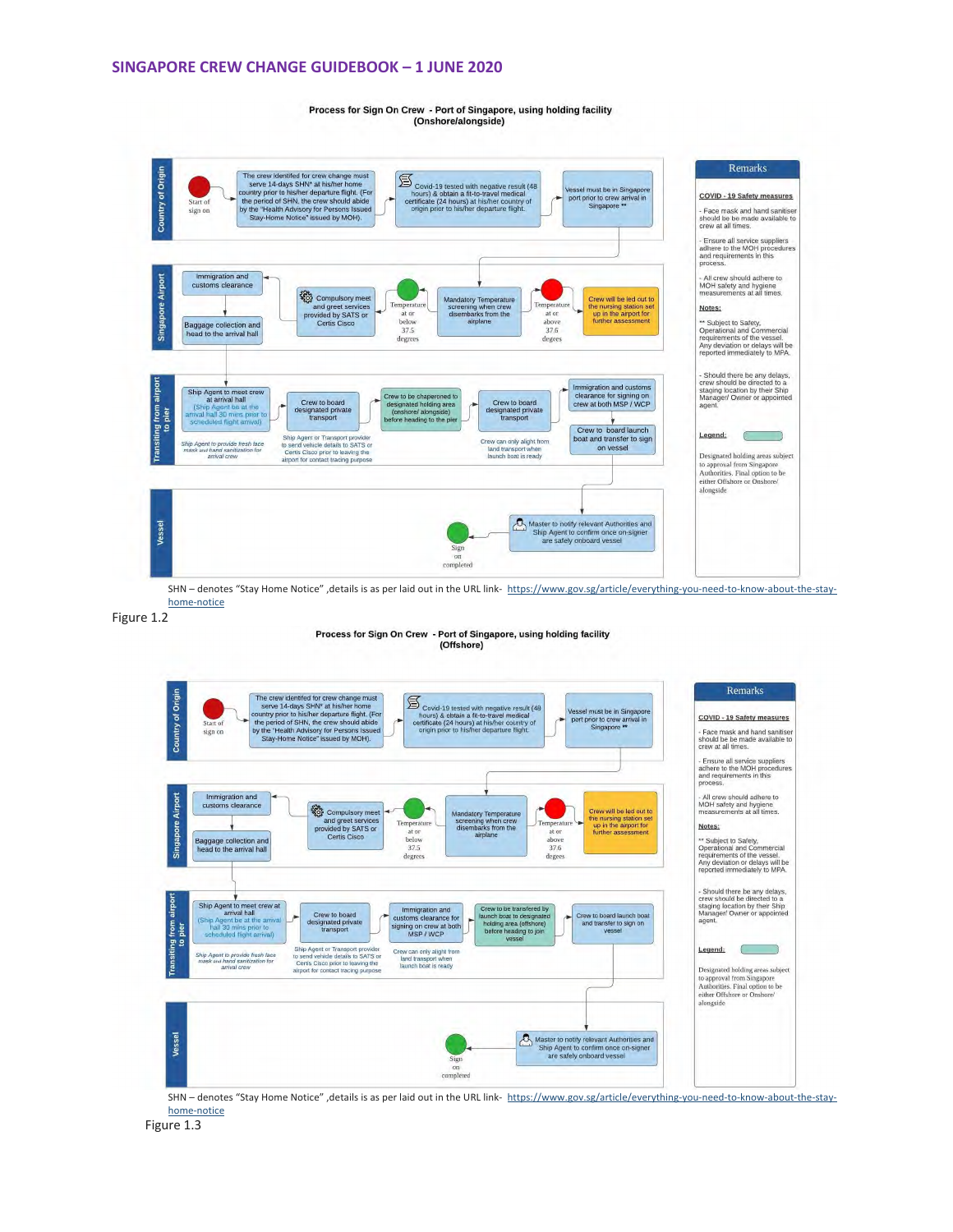# SINGAPORE CREW CHANGE GUIDEBOOK – 1 JUNE 2020

**Process for Sign On Crew - Port of Singapore, using holding facility (Onshore/alongside)**

**Country of Origin**

- Start of sign on
- The crew identifed for crew change must serve 14-days SHN* at his/her home country prior to his/her departure flight. (For the period of SHN, the crew should abide by the "Health Advisory for Persons Issued Stay-Home Notice" issued by MOH).
- Covid-19 tested with negative result (48 hours) & obtain a fit-to-travel medical certificate (24 hours) at his/her country of origin prior to his/her departure flight.
- Vessel must be in Singapore port prior to crew arrival in Singapore **

**Singapore Airport**

- Mandatory Temperature screening when crew disembarks from the airplane
- Temperature at or above 37.6 degrees → Crew will be led out to the nursing station set up in the airport for further assessment
- Temperature at or below 37.5 degrees → Compulsory meet and greet services provided by SATS or Certis Cisco
- Immigration and customs clearance
- Baggage collection and head to the arrival hall

**Transiting from airport to pier**

- Ship Agent to meet crew at arrival hall (Ship Agent be at the arrival hall 30 mins prior to scheduled flight arrival)
  - Ship Agent to provide fresh face mask and hand sanitization for arrival crew
- Crew to board designated private transport
  - Ship Agent or Transport provider to send vehicle details to SATS or Certis Cisco prior to leaving the airport for contact tracing purpose
- Crew to be chaperoned to designated holding area (onshore/ alongside) before heading to the pier
- Crew to board designated private transport
  - Crew can only alight from land transport when launch boat is ready
- Immigration and customs clearance for signing on crew at both MSP / WCP
- Crew to board launch boat and transfer to sign on vessel

**Vessel**

- Master to notify relevant Authorities and Ship Agent to confirm once on-signer are safely onboard vessel
- Sign on completed

**Remarks**

**COVID - 19 Safety measures**

- Face mask and hand sanitiser should be made available to crew at all times.
- Ensure all service suppliers adhere to the MOH procedures and requirements in this process.
- All crew should adhere to MOH safety and hygiene measurements at all times.

**Notes:**

** Subject to Safety, Operational and Commercial requirements of the vessel. Any deviation or delays will be reported immediately to MPA.

- Should there be any delays, crew should be directed to a staging location by their Ship Manager/ Owner or appointed agent.

**Legend:** Designated holding areas subject to approval from Singapore Authorities. Final option to be either Offshore or Onshore/ alongside

SHN – denotes "Stay Home Notice" ,details is as per laid out in the URL link- https://www.gov.sg/article/everything-you-need-to-know-about-the-stay-home-notice

Figure 1.2

**Process for Sign On Crew - Port of Singapore, using holding facility (Offshore)**

**Country of Origin**

- Start of sign on
- The crew identifed for crew change must serve 14-days SHN* at his/her home country prior to his/her departure flight. (For the period of SHN, the crew should abide by the "Health Advisory for Persons Issued Stay-Home Notice" issued by MOH).
- Covid-19 tested with negative result (48 hours) & obtain a fit-to-travel medical certificate (24 hours) at his/her country of origin prior to his/her departure flight.
- Vessel must be in Singapore port prior to crew arrival in Singapore **

**Singapore Airport**

- Mandatory Temperature screening when crew disembarks from the airplane
- Temperature at or above 37.6 degrees → Crew will be led out to the nursing station set up in the airport for further assessment
- Temperature at or below 37.5 degrees → Compulsory meet and greet services provided by SATS or Certis Cisco
- Immigration and customs clearance
- Baggage collection and head to the arrival hall

**Transiting from airport to pier**

- Ship Agent to meet crew at arrival hall (Ship Agent be at the arrival hall 30 mins prior to scheduled flight arrival)
  - Ship Agent to provide fresh face mask and hand sanitization for arrival crew
- Crew to board designated private transport
  - Ship Agent or Transport provider to send vehicle details to SATS or Certis Cisco prior to leaving the airport for contact tracing purpose
- Immigration and customs clearance for signing on crew at both MSP / WCP
  - Crew can only alight from land transport when launch boat is ready
- Crew to be transferred by launch boat to designated holding area (offshore) before heading to join vessel
- Crew to board launch boat and transfer to sign on vessel

**Vessel**

- Master to notify relevant Authorities and Ship Agent to confirm once on-signer are safely onboard vessel
- Sign on completed

**Remarks**

**COVID - 19 Safety measures**

- Face mask and hand sanitiser should be made available to crew at all times.
- Ensure all service suppliers adhere to the MOH procedures and requirements in this process.
- All crew should adhere to MOH safety and hygiene measurements at all times.

**Notes:**

** Subject to Safety, Operational and Commercial requirements of the vessel. Any deviation or delays will be reported immediately to MPA.

- Should there be any delays, crew should be directed to a staging location by their Ship Manager/ Owner or appointed agent.

**Legend:** Designated holding areas subject to approval from Singapore Authorities. Final option to be either Offshore or Onshore/ alongside

SHN – denotes "Stay Home Notice" ,details is as per laid out in the URL link- https://www.gov.sg/article/everything-you-need-to-know-about-the-stay-home-notice

Figure 1.3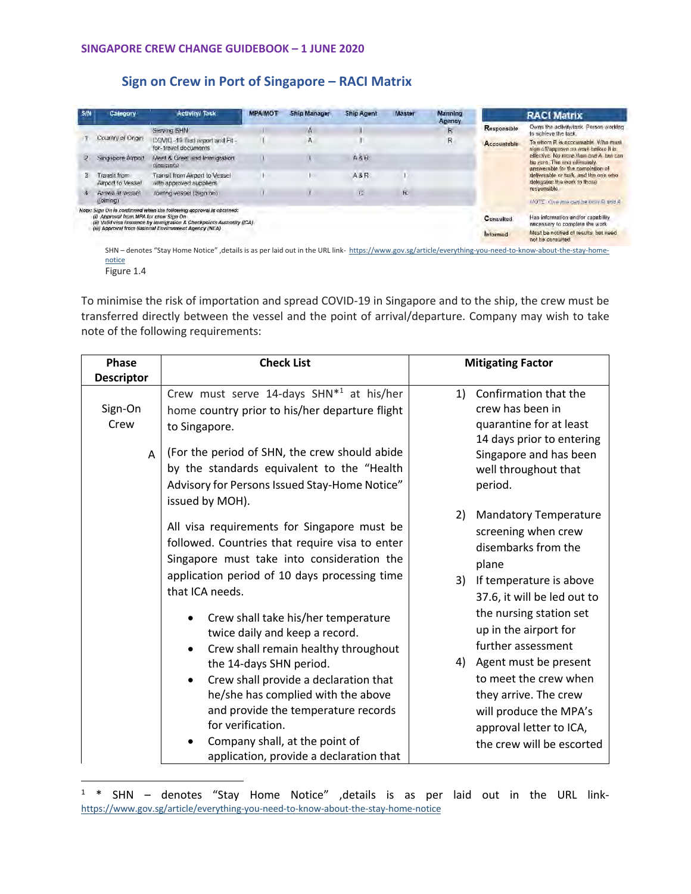## Sign on Crew in Port of Singapore – RACI Matrix

| S/N | Category | Activity/ Task | MPA/MOT | Ship Manager | Ship Agent | Master | Manning Agency |
|---|---|---|---|---|---|---|---|
| 1 | Country of Origin | Serving SHN | I | A | I | | R |
| | | COVID -19 Test report and Fit - for- travel documents | I | A | I | | R |
| 2 | Singapore Airport | Meet & Greet and Immigration clearance | I | I | A & R | | |
| 3 | Transit from Airport to Vessel | Transit from Airport to Vessel with approved suppliers | I | I | A & R | I | |
| 4 | Arrival at vessel (Joining) | Joining vessel (Sign on) | I | I | C | R | |

Note: Sign On is confirmed when the following approval is obtained:
(i) Approval from MPA for crew Sign On
(ii) Valid visa issuance by Immigration & Checkpoints Authority (ICA)
(iii) Approval from National Environment Agency (NEA)

| RACI Matrix | |
|---|---|
| Responsible | Owns the activity/task. Person working to achieve the task. |
| Accountable | To whom R is accountable. Who must sign off/approve on work before it is effective. No more than one A, but can be zero. The one ultimately answerable for the completion of deliverable or task, and the one who delegates the work to those responsible. NOTE: One role can be both R and A |
| Consulted | Has information and/or capability necessary to complete the work. |
| Informed | Must be notified of results, but need not be consulted. |

SHN – denotes "Stay Home Notice" ,details is as per laid out in the URL link- https://www.gov.sg/article/everything-you-need-to-know-about-the-stay-home-notice

Figure 1.4

To minimise the risk of importation and spread COVID-19 in Singapore and to the ship, the crew must be transferred directly between the vessel and the point of arrival/departure. Company may wish to take note of the following requirements:

| Phase Descriptor | Check List | Mitigating Factor |
|---|---|---|
| Sign-On Crew<br><br>A | Crew must serve 14-days SHN*[1] at his/her home country prior to his/her departure flight to Singapore.<br><br>(For the period of SHN, the crew should abide by the standards equivalent to the "Health Advisory for Persons Issued Stay-Home Notice" issued by MOH).<br><br>All visa requirements for Singapore must be followed. Countries that require visa to enter Singapore must take into consideration the application period of 10 days processing time that ICA needs.<br><br>• Crew shall take his/her temperature twice daily and keep a record.<br>• Crew shall remain healthy throughout the 14-days SHN period.<br>• Crew shall provide a declaration that he/she has complied with the above and provide the temperature records for verification.<br>• Company shall, at the point of application, provide a declaration that | 1) Confirmation that the crew has been in quarantine for at least 14 days prior to entering Singapore and has been well throughout that period.<br>2) Mandatory Temperature screening when crew disembarks from the plane<br>3) If temperature is above 37.6, it will be led out to the nursing station set up in the airport for further assessment<br>4) Agent must be present to meet the crew when they arrive. The crew will produce the MPA's approval letter to ICA, the crew will be escorted |

[1] * SHN – denotes "Stay Home Notice" ,details is as per laid out in the URL link- https://www.gov.sg/article/everything-you-need-to-know-about-the-stay-home-notice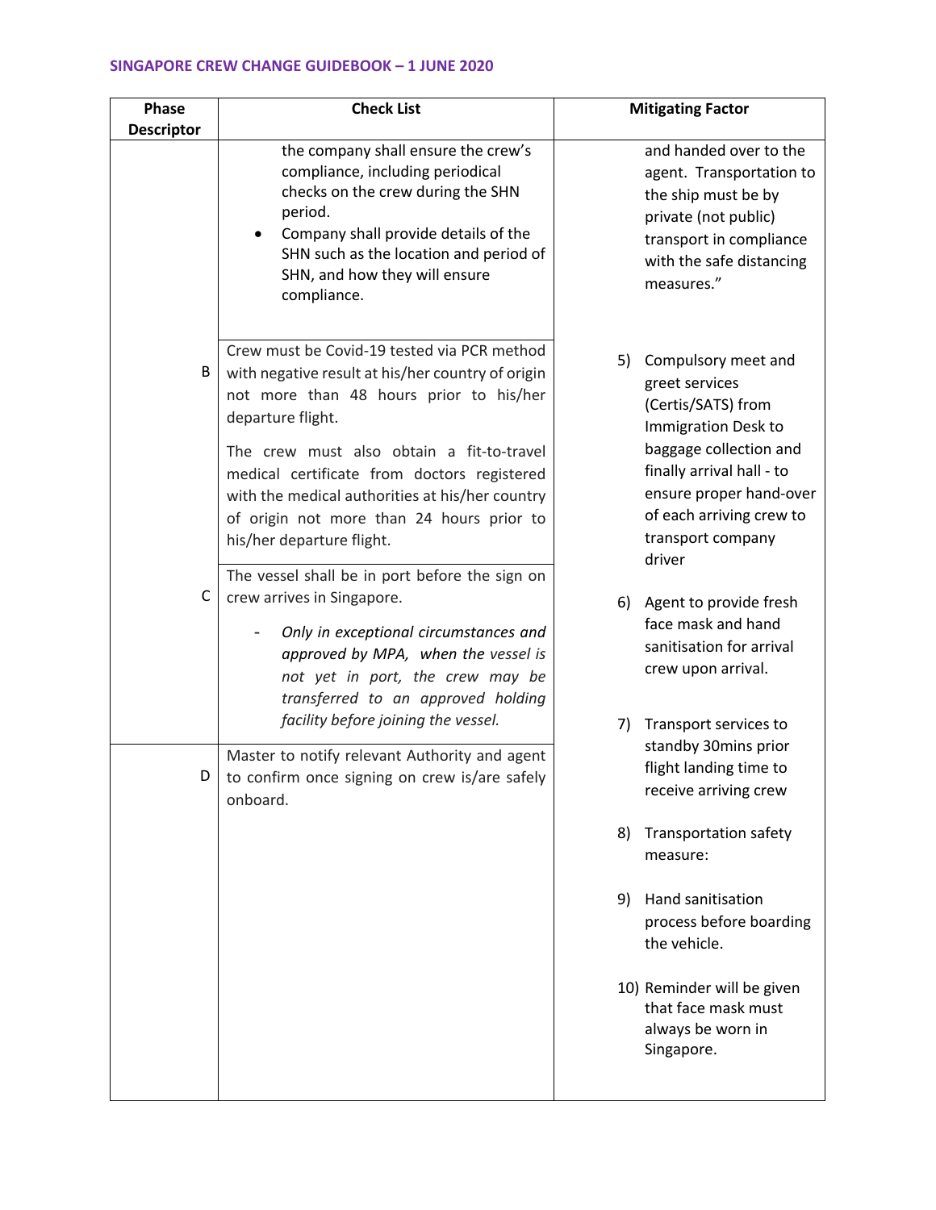| Phase Descriptor | Check List | Mitigating Factor |
|---|---|---|
| | the company shall ensure the crew's compliance, including periodical checks on the crew during the SHN period.<br>• Company shall provide details of the SHN such as the location and period of SHN, and how they will ensure compliance. | and handed over to the agent. Transportation to the ship must be by private (not public) transport in compliance with the safe distancing measures." |
| B | Crew must be Covid-19 tested via PCR method with negative result at his/her country of origin not more than 48 hours prior to his/her departure flight.<br><br>The crew must also obtain a fit-to-travel medical certificate from doctors registered with the medical authorities at his/her country of origin not more than 24 hours prior to his/her departure flight. | 5) Compulsory meet and greet services (Certis/SATS) from Immigration Desk to baggage collection and finally arrival hall - to ensure proper hand-over of each arriving crew to transport company driver |
| C | The vessel shall be in port before the sign on crew arrives in Singapore.<br>- *Only in exceptional circumstances and approved by MPA, when the vessel is not yet in port, the crew may be transferred to an approved holding facility before joining the vessel.* | 6) Agent to provide fresh face mask and hand sanitisation for arrival crew upon arrival.<br><br>7) Transport services to standby 30mins prior flight landing time to receive arriving crew |
| D | Master to notify relevant Authority and agent to confirm once signing on crew is/are safely onboard. | 8) Transportation safety measure:<br><br>9) Hand sanitisation process before boarding the vehicle.<br><br>10) Reminder will be given that face mask must always be worn in Singapore. |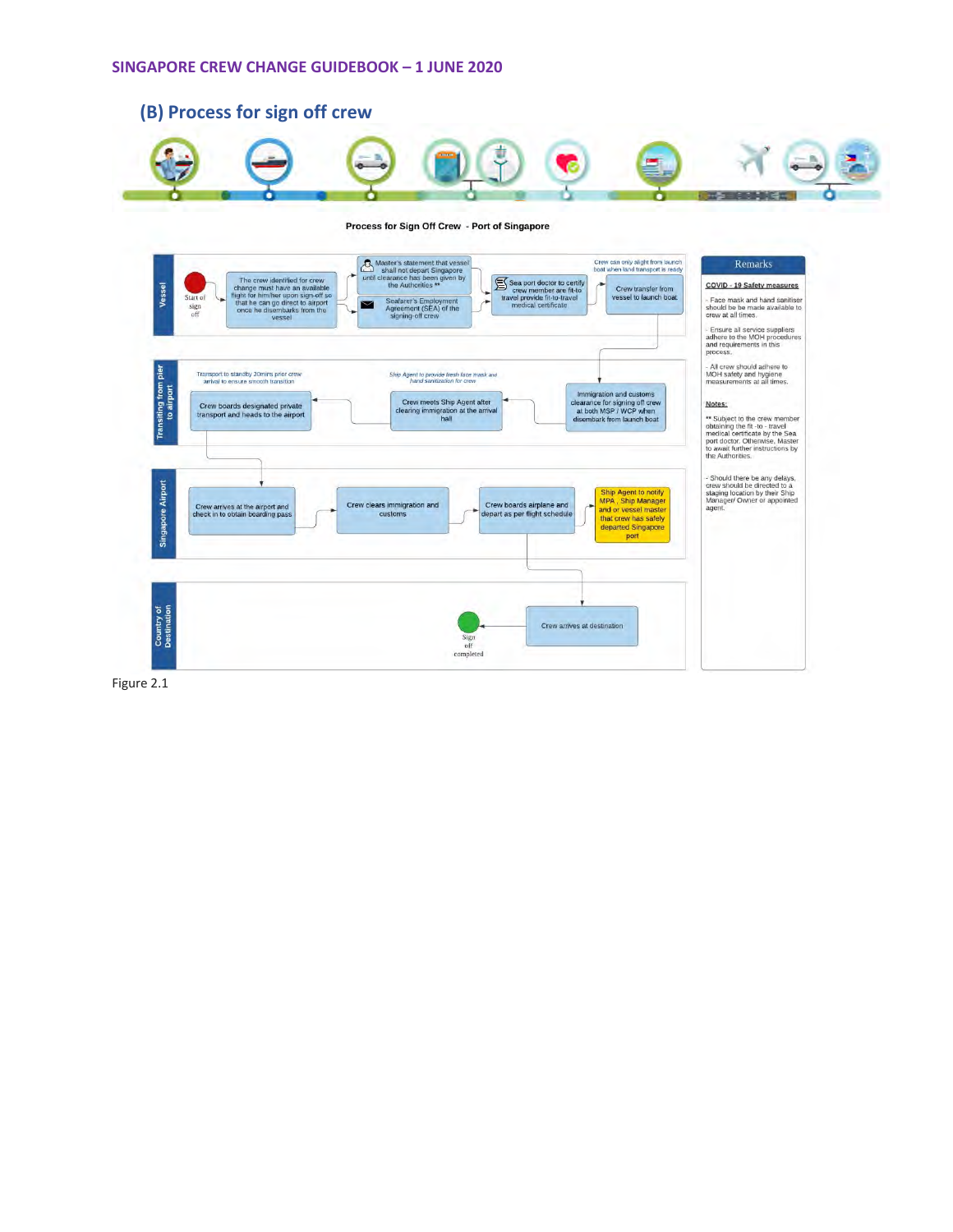## (B) Process for sign off crew

**Process for Sign Off Crew - Port of Singapore**

**Vessel**

- Start of sign off
- The crew identified for crew change must have an available flight for him/her upon sign-off so that he can go direct to airport once he disembarks from the vessel
- Master's statement that vessel shall not depart Singapore until clearance has been given by the Authorities **
- Seafarer's Employment Agreement (SEA) of the signing-off crew
- Sea port doctor to certify crew member are fit-to-travel provide fit-to-travel medical certificate
- Crew transfer from vessel to launch boat
- *Crew can only alight from launch boat when land transport is ready*

**Transiting from pier to airport**

- Immigration and customs clearance for signing off crew at both MSP / WCP when disembark from launch boat
- Crew meets Ship Agent after clearing immigration at the arrival hall
- *Ship Agent to provide fresh face mask and hand sanitization for crew*
- Crew boards designated private transport and heads to the airport
- *Transport to standby 30mins prior crew arrival to ensure smooth transition*

**Singapore Airport**

- Crew arrives at the airport and check in to obtain boarding pass
- Crew clears immigration and customs
- Crew boards airplane and depart as per flight schedule
- Ship Agent to notify MPA , Ship Manager and or vessel master that crew has safely departed Singapore port

**Country of Destination**

- Crew arrives at destination
- Sign off completed

**Remarks**

**COVID - 19 Safety measures**

- Face mask and hand sanitiser should be be made available to crew at all times.
- Ensure all service suppliers adhere to the MOH procedures and requirements in this process.
- All crew should adhere to MOH safety and hygiene measurements at all times.

**Notes:**

** Subject to the crew member obtaining the fit -to - travel medical certificate by the Sea port doctor. Otherwise, Master to await further instructions by the Authorities.

- Should there be any delays, crew should be directed to a staging location by their Ship Manager/ Owner or appointed agent.

Figure 2.1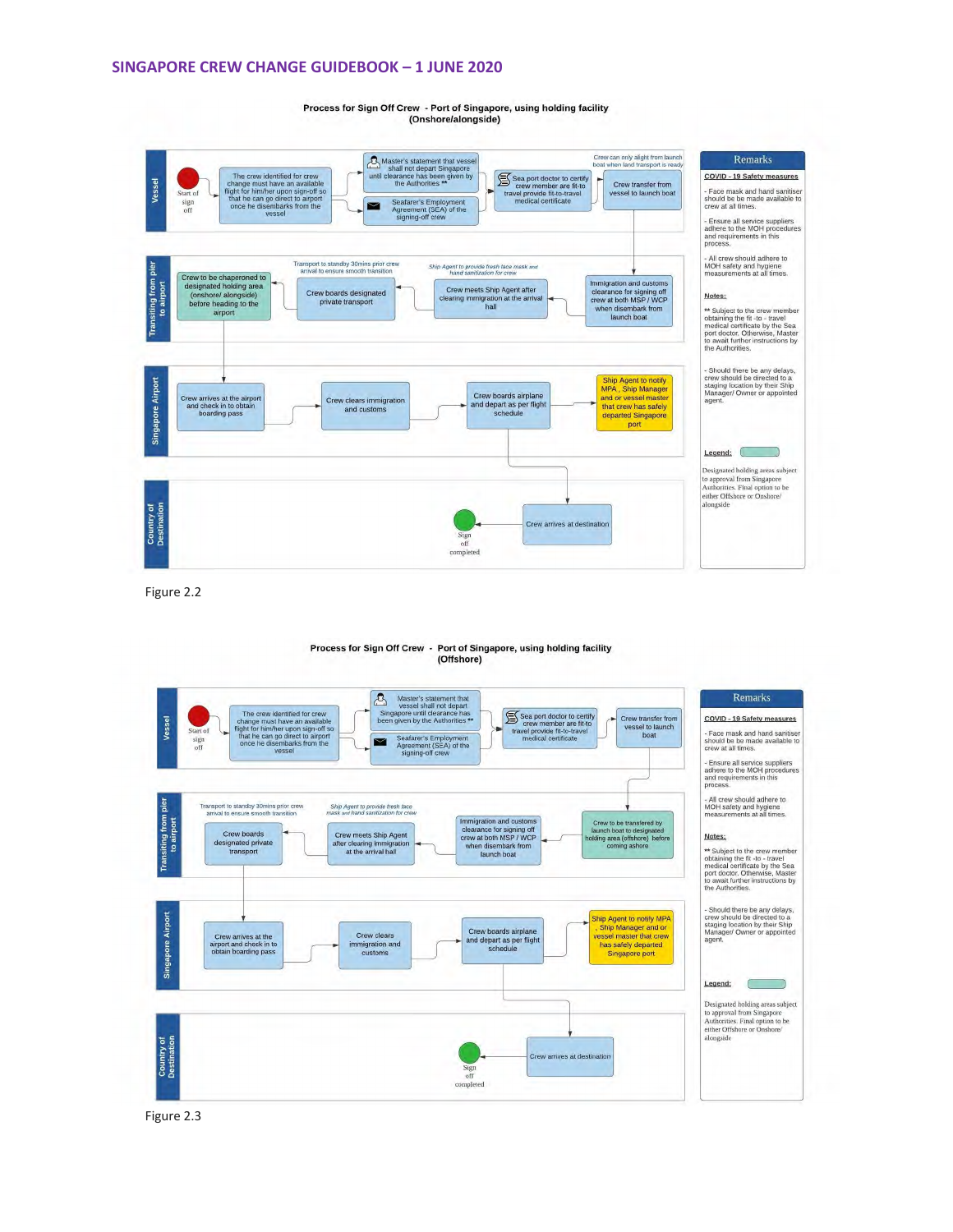## SINGAPORE CREW CHANGE GUIDEBOOK – 1 JUNE 2020

**Process for Sign Off Crew - Port of Singapore, using holding facility (Onshore/alongside)**

**Vessel**

- Start of sign off
- The crew identified for crew change must have an available flight for him/her upon sign-off so that he can go direct to airport once he disembarks from the vessel
- Master's statement that vessel shall not depart Singapore until clearance has been given by the Authorities **
- Seafarer's Employment Agreement (SEA) of the signing-off crew
- Sea port doctor to certify crew member are fit-to travel provide fit-to-travel medical certificate
- Crew can only alight from launch boat when land transport is ready
- Crew transfer from vessel to launch boat

**Transiting from pier to airport**

- Immigration and customs clearance for signing off crew at both MSP / WCP when disembark from launch boat
- *Ship Agent to provide fresh face mask and hand sanitization for crew*
- Crew meets Ship Agent after clearing immigration at the arrival hall
- Transport to standby 30mins prior crew arrival to ensure smooth transition
- Crew boards designated private transport
- Crew to be chaperoned to designated holding area (onshore/ alongside) before heading to the airport

**Singapore Airport**

- Crew arrives at the airport and check in to obtain boarding pass
- Crew clears immigration and customs
- Crew boards airplane and depart as per flight schedule
- Ship Agent to notify MPA, Ship Manager and or vessel master that crew has safely departed Singapore port

**Country of Destination**

- Crew arrives at destination
- Sign off completed

**Remarks**

**COVID - 19 Safety measures**

- Face mask and hand sanitiser should be be made available to crew at all times.
- Ensure all service suppliers adhere to the MOH procedures and requirements in this process.
- All crew should adhere to MOH safety and hygiene measurements at all times.

**Notes:**

** Subject to the crew member obtaining the fit -to - travel medical certificate by the Sea port doctor. Otherwise, Master to await further instructions by the Authorities.

- Should there be any delays, crew should be directed to a staging location by their Ship Manager/ Owner or appointed agent.

**Legend:**

Designated holding areas subject to approval from Singapore Authorities. Final option to be either Offshore or Onshore/ alongside

Figure 2.2

**Process for Sign Off Crew - Port of Singapore, using holding facility (Offshore)**

**Vessel**

- Start of sign off
- The crew identified for crew change must have an available flight for him/her upon sign-off so that he can go direct to airport once he disembarks from the vessel
- Master's statement that vessel shall not depart Singapore until clearance has been given by the Authorities **
- Seafarer's Employment Agreement (SEA) of the signing-off crew
- Sea port doctor to certify crew member are fit-to travel provide fit-to-travel medical certificate
- Crew transfer from vessel to launch boat

**Transiting from pier to airport**

- Crew to be transfered by launch boat to designated holding area (offshore) before coming ashore
- Immigration and customs clearance for signing off crew at both MSP / WCP when disembark from launch boat
- *Ship Agent to provide fresh face mask and hand sanitization for crew*
- Crew meets Ship Agent after clearing immigration at the arrival hall
- Transport to standby 30mins prior crew arrival to ensure smooth transition
- Crew boards designated private transport

**Singapore Airport**

- Crew arrives at the airport and check in to obtain boarding pass
- Crew clears immigration and customs
- Crew boards airplane and depart as per flight schedule
- Ship Agent to notify MPA, Ship Manager and or vessel master that crew has safely departed Singapore port

**Country of Destination**

- Crew arrives at destination
- Sign off completed

**Remarks**

**COVID - 19 Safety measures**

- Face mask and hand sanitiser should be be made available to crew at all times.
- Ensure all service suppliers adhere to the MOH procedures and requirements in this process.
- All crew should adhere to MOH safety and hygiene measurements at all times.

**Notes:**

** Subject to the crew member obtaining the fit -to - travel medical certificate by the Sea port doctor. Otherwise, Master to await further instructions by the Authorities.

- Should there be any delays, crew should be directed to a staging location by their Ship Manager/ Owner or appointed agent.

**Legend:**

Designated holding areas subject to approval from Singapore Authorities. Final option to be either Offshore or Onshore/ alongside

Figure 2.3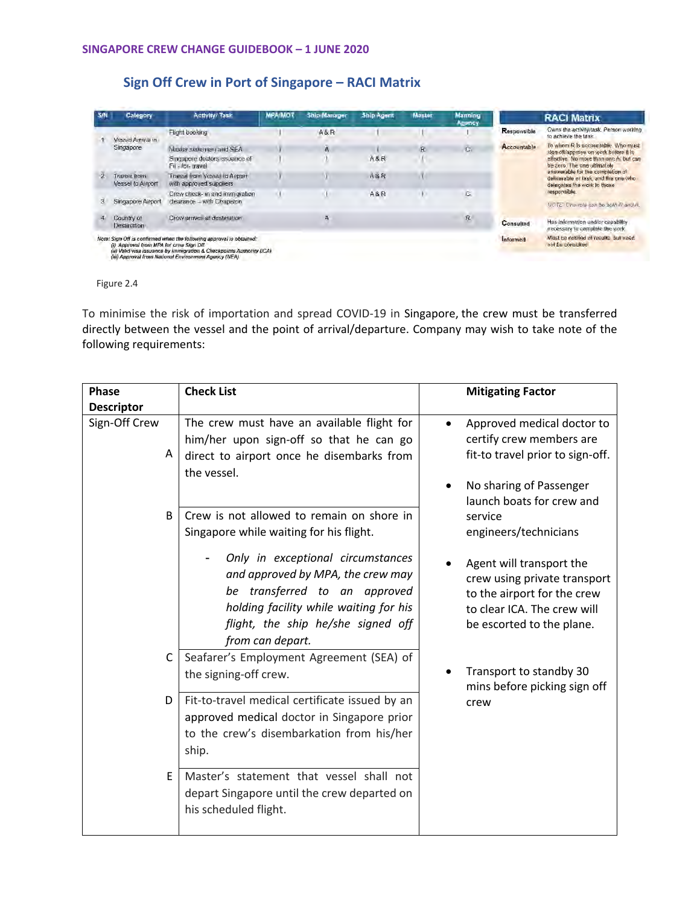## Sign Off Crew in Port of Singapore – RACI Matrix

| S/N | Category | Activity/ Task | MPA/MOT | Ship Manager | Ship Agent | Master | Manning Agency |
|---|---|---|---|---|---|---|---|
| 1 | Vessel Arrival in Singapore | Flight booking | I | A & R | I | I | I |
| | | Master statement and SEA | I | A | I | R | C |
| | | Singapore doctors issuance of Fit - for- travel | I | I | A & R | I | |
| 2 | Transit from Vessel to Airport | Transit from Vessel to Airport with approved suppliers | I | I | A & R | I | |
| 3 | Singapore Airport | Crew check- in and immigration clearance – with Chaperon | I | I | A & R | I | C |
| 4 | Country of Destination | Crew arrives at destination | | A | | | R |

*Note: Sign Off is confirmed when the following approval is obtained:*
*(i) Approval from MPA for crew Sign Off*
*(ii) Valid visa issuance by Immigration & Checkpoints Authority (ICA)*
*(iii) Approval from National Environment Agency (NEA)*

| RACI Matrix | |
|---|---|
| Responsible | Owns the activity/task. Person working to achieve the task. |
| Accountable | To whom R is accountable. Who must sign off/approve on work before it is effective. No more than one A, but can be zero. The one ultimately answerable for the completion of deliverable or task, and the one who delegates the work to those responsible. NOTE: One role can be both R and A. |
| Consulted | Has information and/or capability necessary to complete the work. |
| Informed | Must be notified of results, but need not be consulted. |

Figure 2.4

To minimise the risk of importation and spread COVID-19 in Singapore, the crew must be transferred directly between the vessel and the point of arrival/departure. Company may wish to take note of the following requirements:

| Phase Descriptor | Check List | Mitigating Factor |
|---|---|---|
| Sign-Off Crew A | The crew must have an available flight for him/her upon sign-off so that he can go direct to airport once he disembarks from the vessel. | • Approved medical doctor to certify crew members are fit-to travel prior to sign-off.<br>• No sharing of Passenger launch boats for crew and service engineers/technicians<br>• Agent will transport the crew using private transport to the airport for the crew to clear ICA. The crew will be escorted to the plane.<br>• Transport to standby 30 mins before picking sign off crew |
| B | Crew is not allowed to remain on shore in Singapore while waiting for his flight.<br>- *Only in exceptional circumstances and approved by MPA, the crew may be transferred to an approved holding facility while waiting for his flight, the ship he/she signed off from can depart.* | |
| C | Seafarer's Employment Agreement (SEA) of the signing-off crew. | |
| D | Fit-to-travel medical certificate issued by an approved medical doctor in Singapore prior to the crew's disembarkation from his/her ship. | |
| E | Master's statement that vessel shall not depart Singapore until the crew departed on his scheduled flight. | |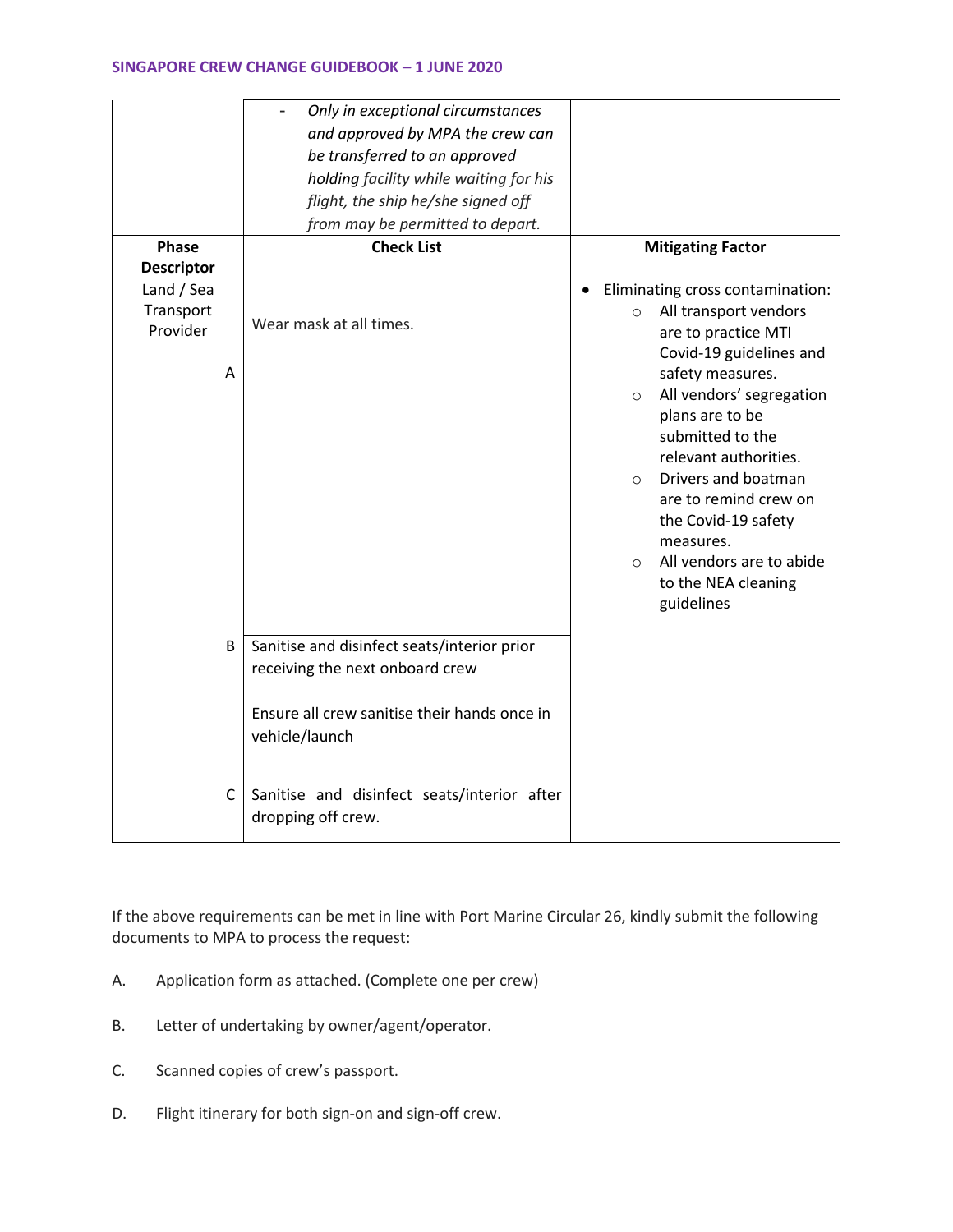| | - *Only in exceptional circumstances and approved by MPA the crew can be transferred to an approved holding facility while waiting for his flight, the ship he/she signed off from may be permitted to depart.* | |
|---|---|---|
| **Phase Descriptor** | **Check List** | **Mitigating Factor** |
| Land / Sea Transport Provider<br><br>A | Wear mask at all times. | • Eliminating cross contamination:<br>○ All transport vendors are to practice MTI Covid-19 guidelines and safety measures.<br>○ All vendors' segregation plans are to be submitted to the relevant authorities.<br>○ Drivers and boatman are to remind crew on the Covid-19 safety measures.<br>○ All vendors are to abide to the NEA cleaning guidelines |
| B | Sanitise and disinfect seats/interior prior receiving the next onboard crew<br><br>Ensure all crew sanitise their hands once in vehicle/launch | |
| C | Sanitise and disinfect seats/interior after dropping off crew. | |

If the above requirements can be met in line with Port Marine Circular 26, kindly submit the following documents to MPA to process the request:

A. Application form as attached. (Complete one per crew)

B. Letter of undertaking by owner/agent/operator.

C. Scanned copies of crew's passport.

D. Flight itinerary for both sign-on and sign-off crew.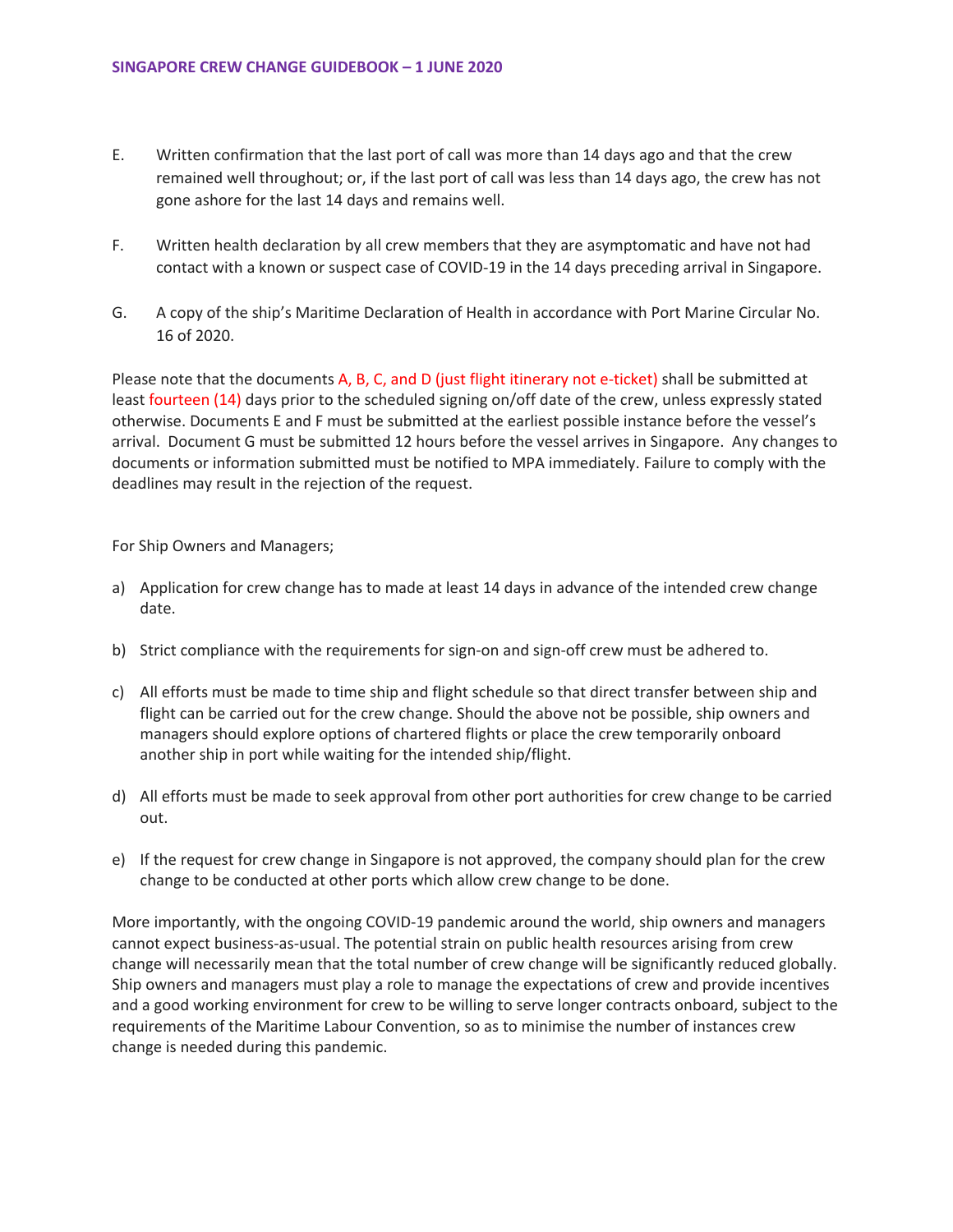E. Written confirmation that the last port of call was more than 14 days ago and that the crew remained well throughout; or, if the last port of call was less than 14 days ago, the crew has not gone ashore for the last 14 days and remains well.

F. Written health declaration by all crew members that they are asymptomatic and have not had contact with a known or suspect case of COVID-19 in the 14 days preceding arrival in Singapore.

G. A copy of the ship's Maritime Declaration of Health in accordance with Port Marine Circular No. 16 of 2020.

Please note that the documents A, B, C, and D (just flight itinerary not e-ticket) shall be submitted at least fourteen (14) days prior to the scheduled signing on/off date of the crew, unless expressly stated otherwise. Documents E and F must be submitted at the earliest possible instance before the vessel's arrival. Document G must be submitted 12 hours before the vessel arrives in Singapore. Any changes to documents or information submitted must be notified to MPA immediately. Failure to comply with the deadlines may result in the rejection of the request.

For Ship Owners and Managers;

a) Application for crew change has to made at least 14 days in advance of the intended crew change date.

b) Strict compliance with the requirements for sign-on and sign-off crew must be adhered to.

c) All efforts must be made to time ship and flight schedule so that direct transfer between ship and flight can be carried out for the crew change. Should the above not be possible, ship owners and managers should explore options of chartered flights or place the crew temporarily onboard another ship in port while waiting for the intended ship/flight.

d) All efforts must be made to seek approval from other port authorities for crew change to be carried out.

e) If the request for crew change in Singapore is not approved, the company should plan for the crew change to be conducted at other ports which allow crew change to be done.

More importantly, with the ongoing COVID-19 pandemic around the world, ship owners and managers cannot expect business-as-usual. The potential strain on public health resources arising from crew change will necessarily mean that the total number of crew change will be significantly reduced globally. Ship owners and managers must play a role to manage the expectations of crew and provide incentives and a good working environment for crew to be willing to serve longer contracts onboard, subject to the requirements of the Maritime Labour Convention, so as to minimise the number of instances crew change is needed during this pandemic.